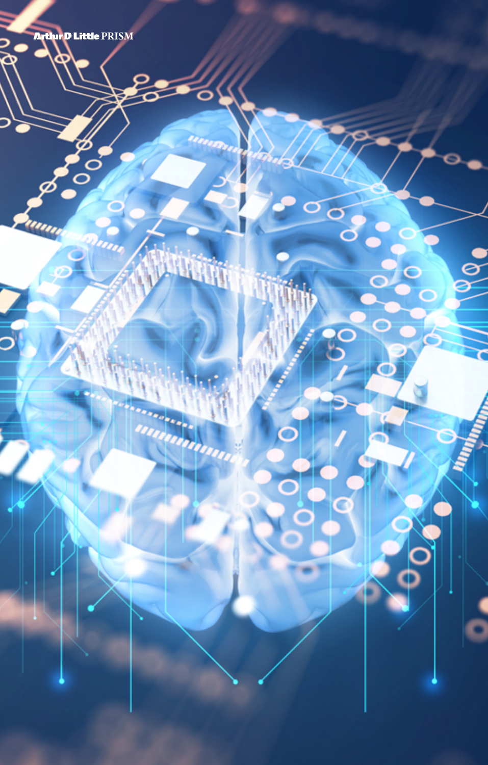Arthur D Little PRISM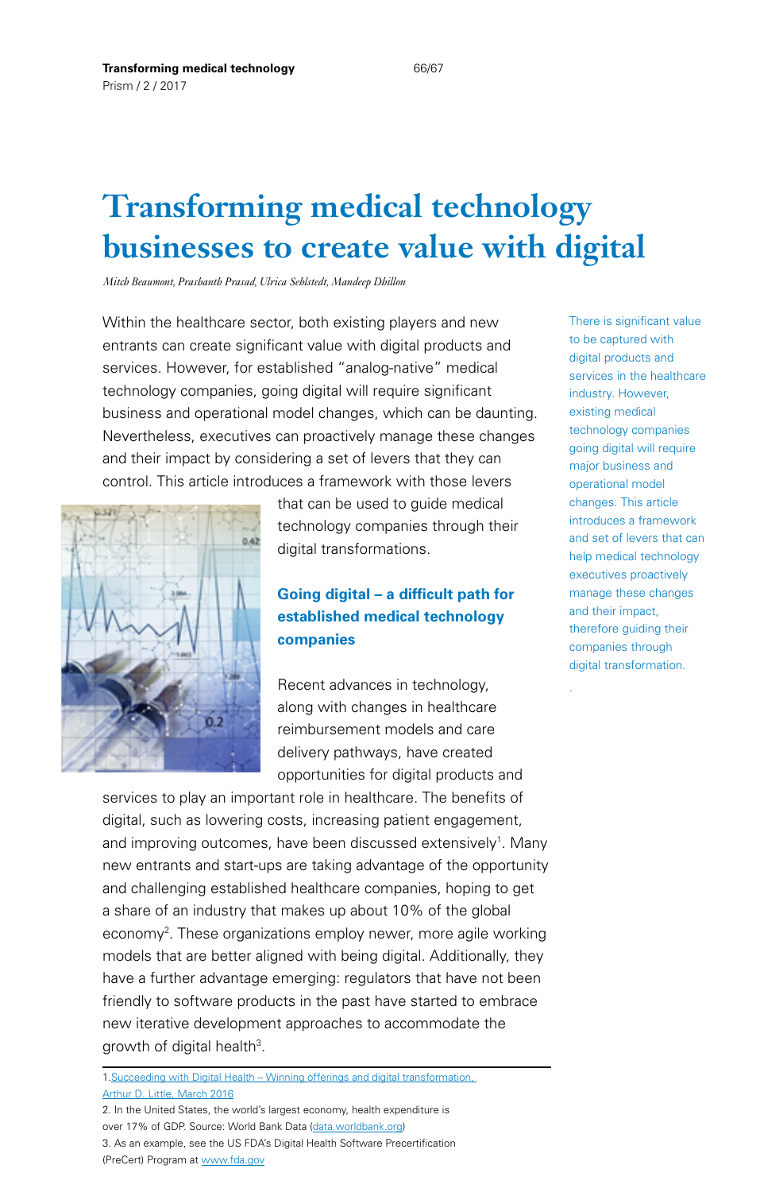# Transforming medical technology businesses to create value with digital

*Mitch Beaumont, Prashanth Prasad, Ulrica Sehlstedt, Mandeep Dhillon*

Within the healthcare sector, both existing players and new entrants can create significant value with digital products and services. However, for established "analog-native" medical technology companies, going digital will require significant business and operational model changes, which can be daunting. Nevertheless, executives can proactively manage these changes and their impact by considering a set of levers that they can control. This article introduces a framework with those levers that can be used to guide medical technology companies through their digital transformations.

There is significant value to be captured with digital products and services in the healthcare industry. However, existing medical technology companies going digital will require major business and operational model changes. This article introduces a framework and set of levers that can help medical technology executives proactively manage these changes and their impact, therefore guiding their companies through digital transformation.

## Going digital – a difficult path for established medical technology companies

Recent advances in technology, along with changes in healthcare reimbursement models and care delivery pathways, have created opportunities for digital products and services to play an important role in healthcare. The benefits of digital, such as lowering costs, increasing patient engagement, and improving outcomes, have been discussed extensively[1]. Many new entrants and start-ups are taking advantage of the opportunity and challenging established healthcare companies, hoping to get a share of an industry that makes up about 10% of the global economy[2]. These organizations employ newer, more agile working models that are better aligned with being digital. Additionally, they have a further advantage emerging: regulators that have not been friendly to software products in the past have started to embrace new iterative development approaches to accommodate the growth of digital health[3].

---

1. Succeeding with Digital Health – Winning offerings and digital transformation, Arthur D. Little, March 2016
2. In the United States, the world's largest economy, health expenditure is over 17% of GDP. Source: World Bank Data (data.worldbank.org)
3. As an example, see the US FDA's Digital Health Software Precertification (PreCert) Program at www.fda.gov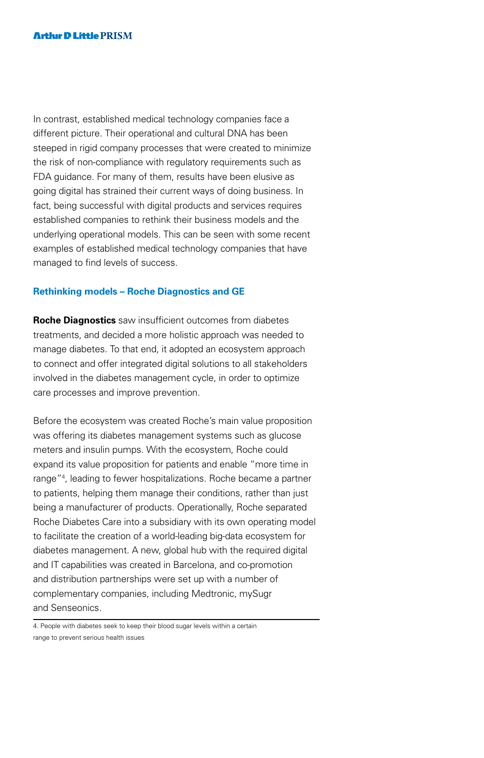In contrast, established medical technology companies face a different picture. Their operational and cultural DNA has been steeped in rigid company processes that were created to minimize the risk of non-compliance with regulatory requirements such as FDA guidance. For many of them, results have been elusive as going digital has strained their current ways of doing business. In fact, being successful with digital products and services requires established companies to rethink their business models and the underlying operational models. This can be seen with some recent examples of established medical technology companies that have managed to find levels of success.

## Rethinking models – Roche Diagnostics and GE

**Roche Diagnostics** saw insufficient outcomes from diabetes treatments, and decided a more holistic approach was needed to manage diabetes. To that end, it adopted an ecosystem approach to connect and offer integrated digital solutions to all stakeholders involved in the diabetes management cycle, in order to optimize care processes and improve prevention.

Before the ecosystem was created Roche's main value proposition was offering its diabetes management systems such as glucose meters and insulin pumps. With the ecosystem, Roche could expand its value proposition for patients and enable "more time in range"[4], leading to fewer hospitalizations. Roche became a partner to patients, helping them manage their conditions, rather than just being a manufacturer of products. Operationally, Roche separated Roche Diabetes Care into a subsidiary with its own operating model to facilitate the creation of a world-leading big-data ecosystem for diabetes management. A new, global hub with the required digital and IT capabilities was created in Barcelona, and co-promotion and distribution partnerships were set up with a number of complementary companies, including Medtronic, mySugr and Senseonics.

---

4. People with diabetes seek to keep their blood sugar levels within a certain range to prevent serious health issues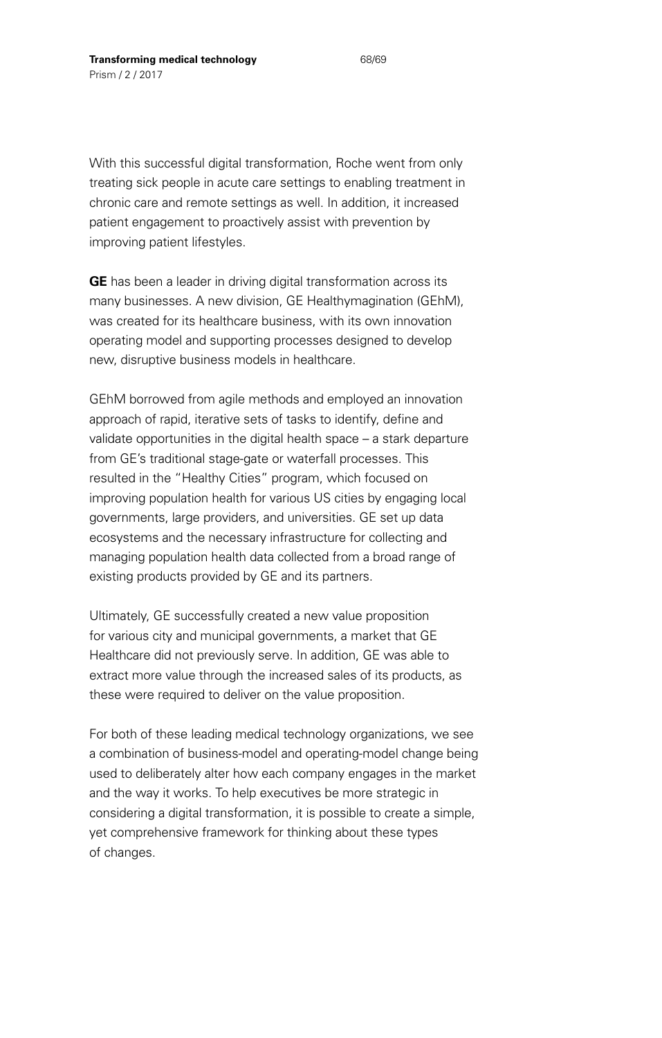With this successful digital transformation, Roche went from only treating sick people in acute care settings to enabling treatment in chronic care and remote settings as well. In addition, it increased patient engagement to proactively assist with prevention by improving patient lifestyles.

**GE** has been a leader in driving digital transformation across its many businesses. A new division, GE Healthymagination (GEhM), was created for its healthcare business, with its own innovation operating model and supporting processes designed to develop new, disruptive business models in healthcare.

GEhM borrowed from agile methods and employed an innovation approach of rapid, iterative sets of tasks to identify, define and validate opportunities in the digital health space – a stark departure from GE's traditional stage-gate or waterfall processes. This resulted in the "Healthy Cities" program, which focused on improving population health for various US cities by engaging local governments, large providers, and universities. GE set up data ecosystems and the necessary infrastructure for collecting and managing population health data collected from a broad range of existing products provided by GE and its partners.

Ultimately, GE successfully created a new value proposition for various city and municipal governments, a market that GE Healthcare did not previously serve. In addition, GE was able to extract more value through the increased sales of its products, as these were required to deliver on the value proposition.

For both of these leading medical technology organizations, we see a combination of business-model and operating-model change being used to deliberately alter how each company engages in the market and the way it works. To help executives be more strategic in considering a digital transformation, it is possible to create a simple, yet comprehensive framework for thinking about these types of changes.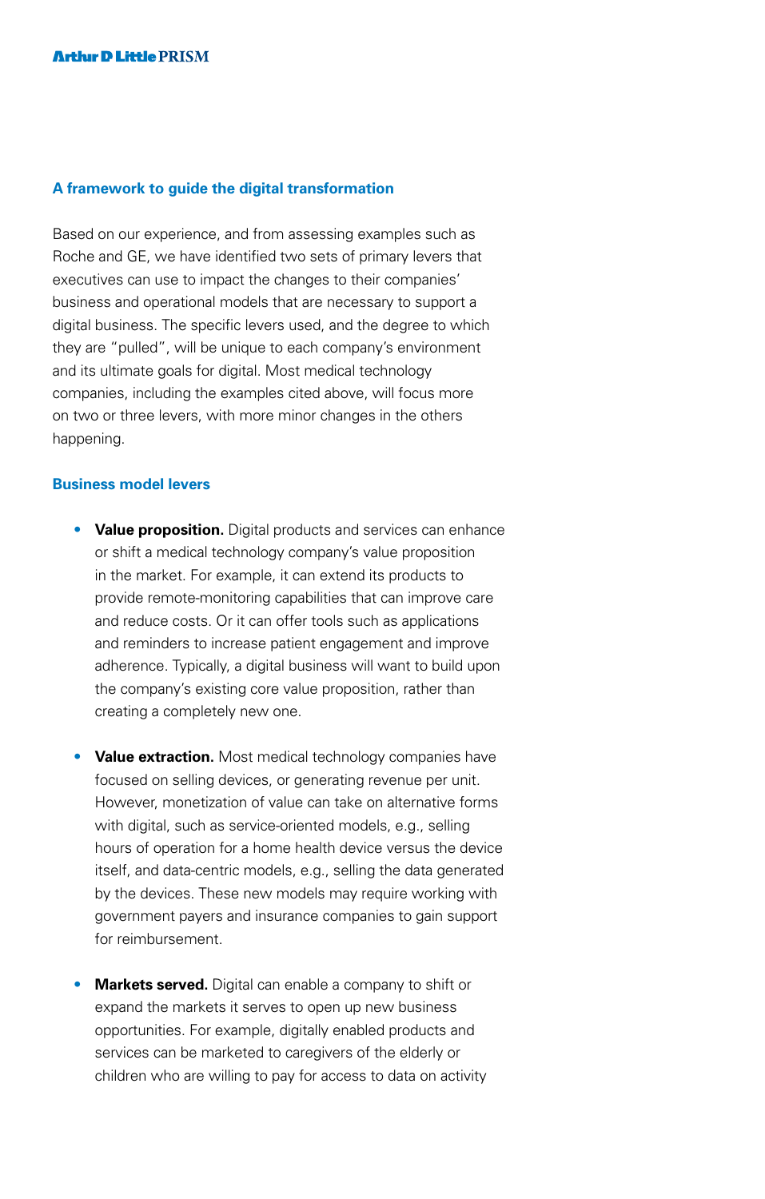## A framework to guide the digital transformation

Based on our experience, and from assessing examples such as Roche and GE, we have identified two sets of primary levers that executives can use to impact the changes to their companies' business and operational models that are necessary to support a digital business. The specific levers used, and the degree to which they are "pulled", will be unique to each company's environment and its ultimate goals for digital. Most medical technology companies, including the examples cited above, will focus more on two or three levers, with more minor changes in the others happening.

### Business model levers

- **Value proposition.** Digital products and services can enhance or shift a medical technology company's value proposition in the market. For example, it can extend its products to provide remote-monitoring capabilities that can improve care and reduce costs. Or it can offer tools such as applications and reminders to increase patient engagement and improve adherence. Typically, a digital business will want to build upon the company's existing core value proposition, rather than creating a completely new one.

- **Value extraction.** Most medical technology companies have focused on selling devices, or generating revenue per unit. However, monetization of value can take on alternative forms with digital, such as service-oriented models, e.g., selling hours of operation for a home health device versus the device itself, and data-centric models, e.g., selling the data generated by the devices. These new models may require working with government payers and insurance companies to gain support for reimbursement.

- **Markets served.** Digital can enable a company to shift or expand the markets it serves to open up new business opportunities. For example, digitally enabled products and services can be marketed to caregivers of the elderly or children who are willing to pay for access to data on activity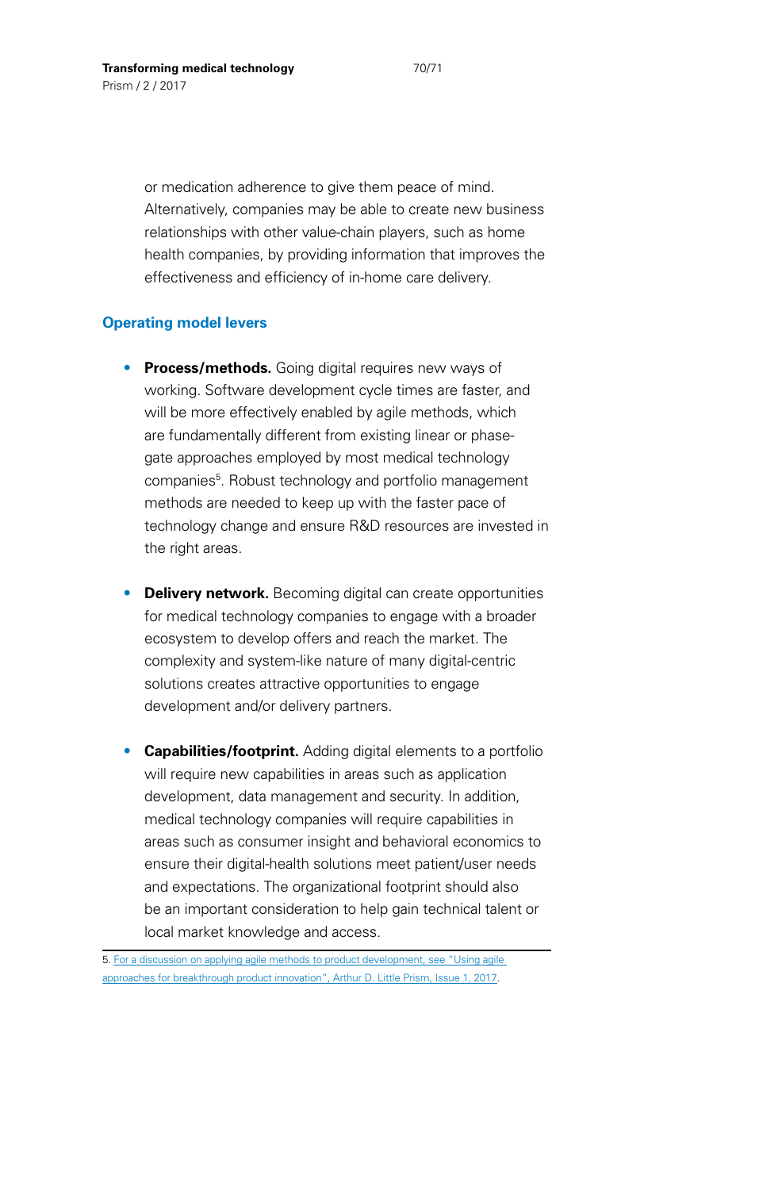or medication adherence to give them peace of mind. Alternatively, companies may be able to create new business relationships with other value-chain players, such as home health companies, by providing information that improves the effectiveness and efficiency of in-home care delivery.

## Operating model levers

- **Process/methods.** Going digital requires new ways of working. Software development cycle times are faster, and will be more effectively enabled by agile methods, which are fundamentally different from existing linear or phase-gate approaches employed by most medical technology companies[5]. Robust technology and portfolio management methods are needed to keep up with the faster pace of technology change and ensure R&D resources are invested in the right areas.

- **Delivery network.** Becoming digital can create opportunities for medical technology companies to engage with a broader ecosystem to develop offers and reach the market. The complexity and system-like nature of many digital-centric solutions creates attractive opportunities to engage development and/or delivery partners.

- **Capabilities/footprint.** Adding digital elements to a portfolio will require new capabilities in areas such as application development, data management and security. In addition, medical technology companies will require capabilities in areas such as consumer insight and behavioral economics to ensure their digital-health solutions meet patient/user needs and expectations. The organizational footprint should also be an important consideration to help gain technical talent or local market knowledge and access.

---

5. For a discussion on applying agile methods to product development, see "Using agile approaches for breakthrough product innovation", Arthur D. Little Prism, Issue 1, 2017.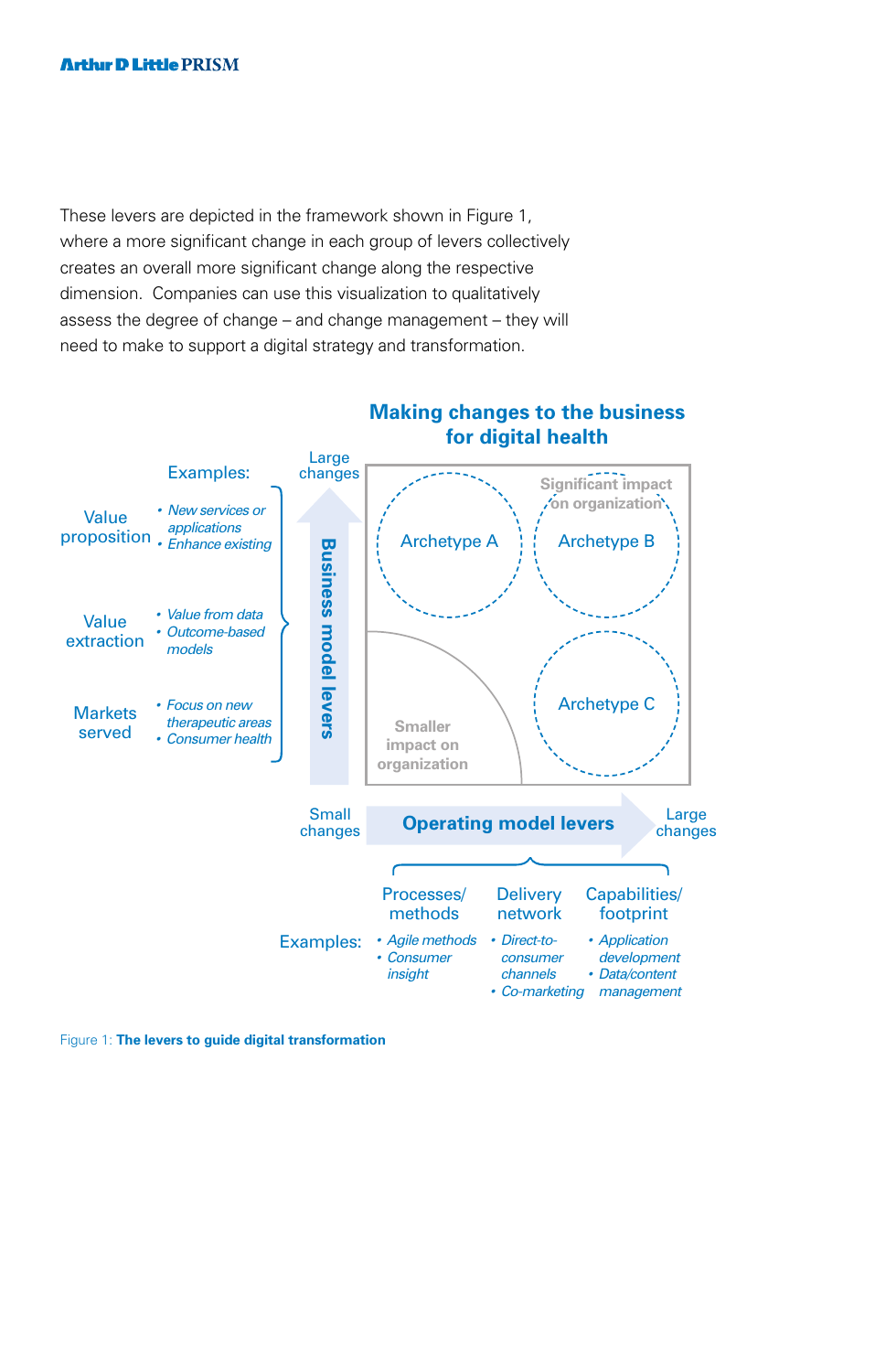These levers are depicted in the framework shown in Figure 1, where a more significant change in each group of levers collectively creates an overall more significant change along the respective dimension. Companies can use this visualization to qualitatively assess the degree of change – and change management – they will need to make to support a digital strategy and transformation.

**Making changes to the business for digital health**

Examples:

- Value proposition
  - *New services or applications*
  - *Enhance existing*
- Value extraction
  - *Value from data*
  - *Outcome-based models*
- Markets served
  - *Focus on new therapeutic areas*
  - *Consumer health*

Business model levers (Small changes → Large changes)

Archetype A

Archetype B

Archetype C

Significant impact on organization

Smaller impact on organization

Operating model levers (Small changes → Large changes)

Examples:

- Processes/methods
  - *Agile methods*
  - *Consumer insight*
- Delivery network
  - *Direct-to-consumer channels*
  - *Co-marketing*
- Capabilities/footprint
  - *Application development*
  - *Data/content management*

Figure 1: **The levers to guide digital transformation**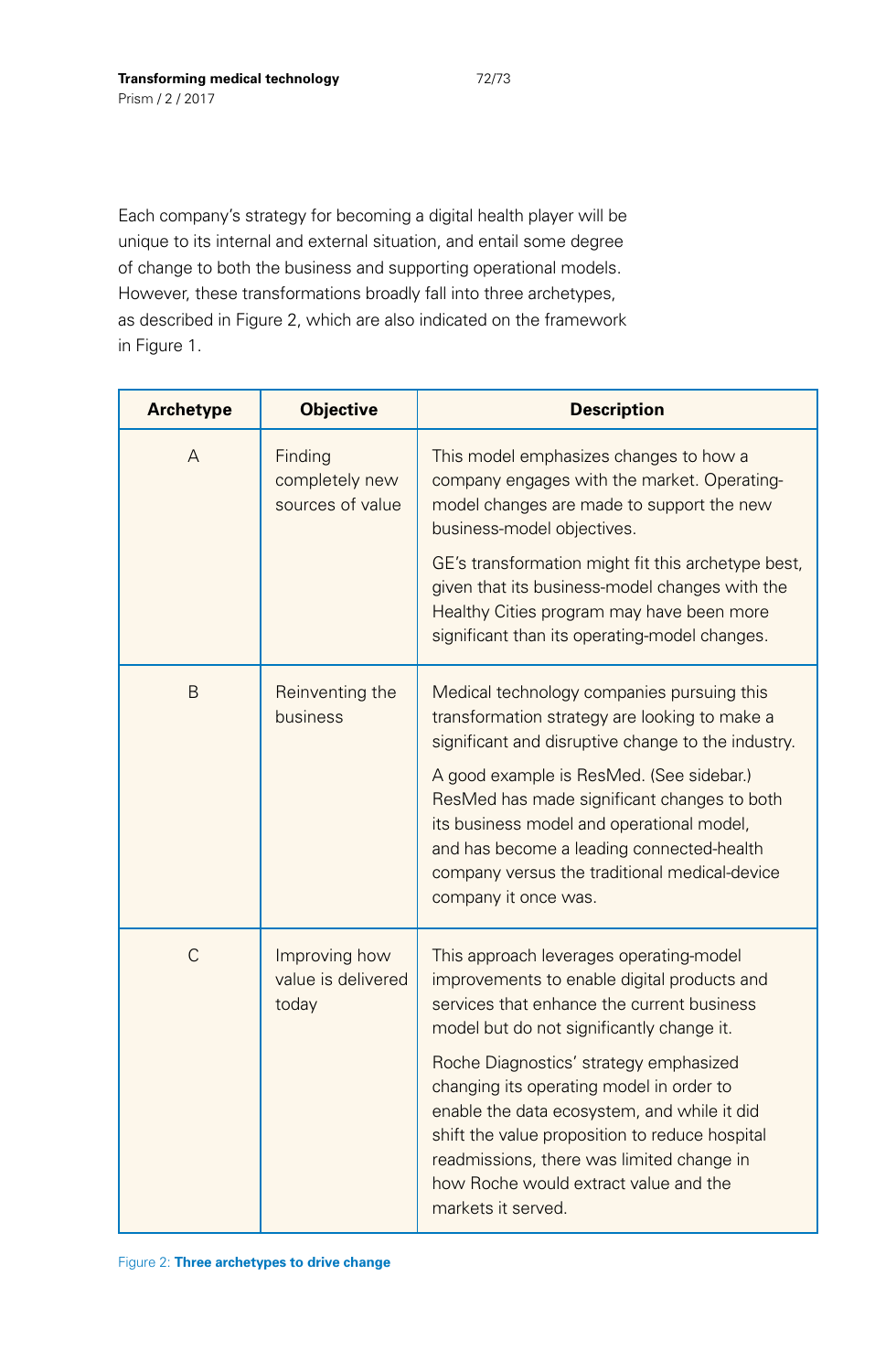Each company's strategy for becoming a digital health player will be unique to its internal and external situation, and entail some degree of change to both the business and supporting operational models. However, these transformations broadly fall into three archetypes, as described in Figure 2, which are also indicated on the framework in Figure 1.

| Archetype | Objective | Description |
|---|---|---|
| A | Finding completely new sources of value | This model emphasizes changes to how a company engages with the market. Operating-model changes are made to support the new business-model objectives.<br><br>GE's transformation might fit this archetype best, given that its business-model changes with the Healthy Cities program may have been more significant than its operating-model changes. |
| B | Reinventing the business | Medical technology companies pursuing this transformation strategy are looking to make a significant and disruptive change to the industry.<br><br>A good example is ResMed. (See sidebar.) ResMed has made significant changes to both its business model and operational model, and has become a leading connected-health company versus the traditional medical-device company it once was. |
| C | Improving how value is delivered today | This approach leverages operating-model improvements to enable digital products and services that enhance the current business model but do not significantly change it.<br><br>Roche Diagnostics' strategy emphasized changing its operating model in order to enable the data ecosystem, and while it did shift the value proposition to reduce hospital readmissions, there was limited change in how Roche would extract value and the markets it served. |

Figure 2: **Three archetypes to drive change**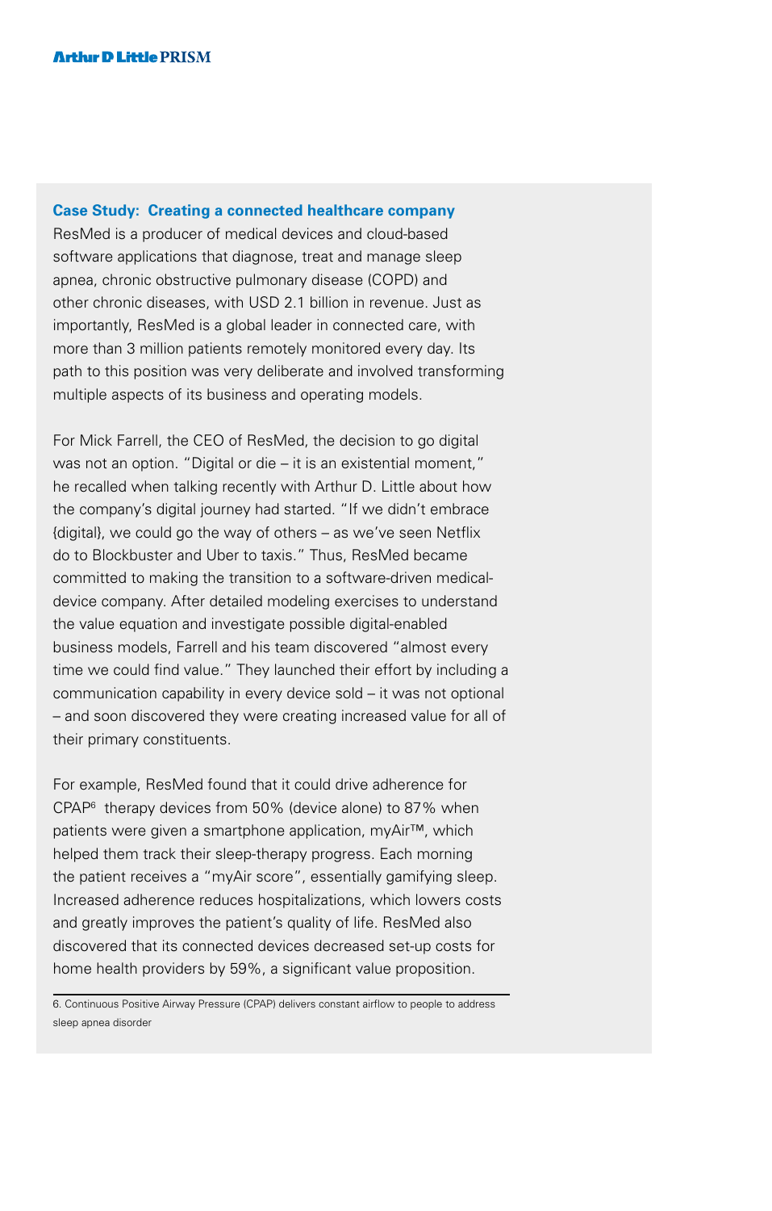### Case Study: Creating a connected healthcare company

ResMed is a producer of medical devices and cloud-based software applications that diagnose, treat and manage sleep apnea, chronic obstructive pulmonary disease (COPD) and other chronic diseases, with USD 2.1 billion in revenue. Just as importantly, ResMed is a global leader in connected care, with more than 3 million patients remotely monitored every day. Its path to this position was very deliberate and involved transforming multiple aspects of its business and operating models.

For Mick Farrell, the CEO of ResMed, the decision to go digital was not an option. "Digital or die – it is an existential moment," he recalled when talking recently with Arthur D. Little about how the company's digital journey had started. "If we didn't embrace {digital}, we could go the way of others – as we've seen Netflix do to Blockbuster and Uber to taxis." Thus, ResMed became committed to making the transition to a software-driven medical-device company. After detailed modeling exercises to understand the value equation and investigate possible digital-enabled business models, Farrell and his team discovered "almost every time we could find value." They launched their effort by including a communication capability in every device sold – it was not optional – and soon discovered they were creating increased value for all of their primary constituents.

For example, ResMed found that it could drive adherence for CPAP[6] therapy devices from 50% (device alone) to 87% when patients were given a smartphone application, myAir™, which helped them track their sleep-therapy progress. Each morning the patient receives a "myAir score", essentially gamifying sleep. Increased adherence reduces hospitalizations, which lowers costs and greatly improves the patient's quality of life. ResMed also discovered that its connected devices decreased set-up costs for home health providers by 59%, a significant value proposition.

---

6. Continuous Positive Airway Pressure (CPAP) delivers constant airflow to people to address sleep apnea disorder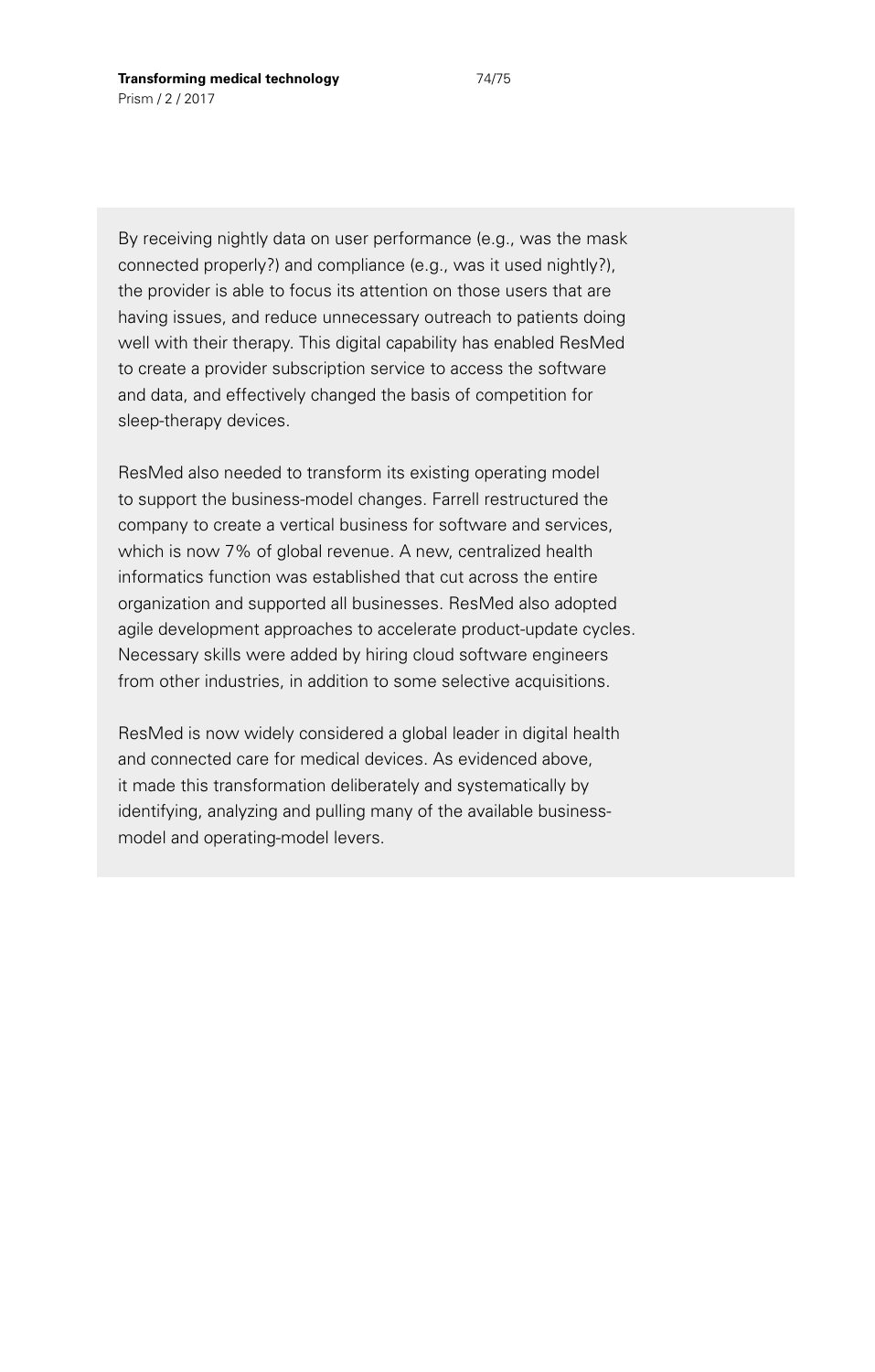By receiving nightly data on user performance (e.g., was the mask connected properly?) and compliance (e.g., was it used nightly?), the provider is able to focus its attention on those users that are having issues, and reduce unnecessary outreach to patients doing well with their therapy. This digital capability has enabled ResMed to create a provider subscription service to access the software and data, and effectively changed the basis of competition for sleep-therapy devices.

ResMed also needed to transform its existing operating model to support the business-model changes. Farrell restructured the company to create a vertical business for software and services, which is now 7% of global revenue. A new, centralized health informatics function was established that cut across the entire organization and supported all businesses. ResMed also adopted agile development approaches to accelerate product-update cycles. Necessary skills were added by hiring cloud software engineers from other industries, in addition to some selective acquisitions.

ResMed is now widely considered a global leader in digital health and connected care for medical devices. As evidenced above, it made this transformation deliberately and systematically by identifying, analyzing and pulling many of the available business-model and operating-model levers.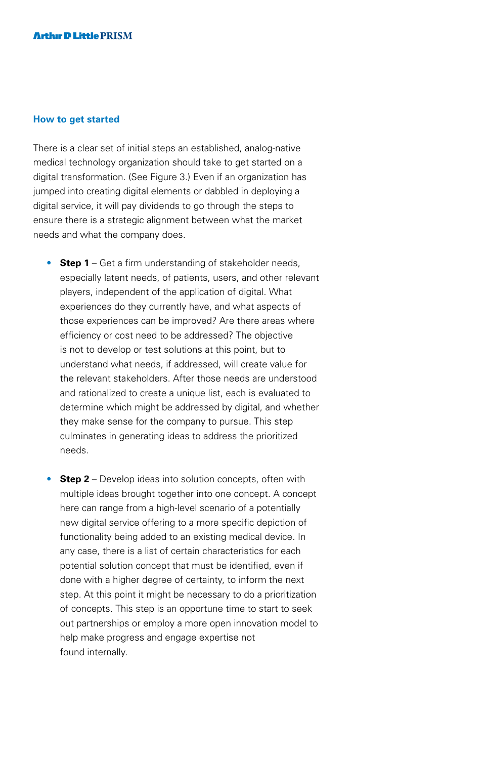## How to get started

There is a clear set of initial steps an established, analog-native medical technology organization should take to get started on a digital transformation. (See Figure 3.) Even if an organization has jumped into creating digital elements or dabbled in deploying a digital service, it will pay dividends to go through the steps to ensure there is a strategic alignment between what the market needs and what the company does.

- **Step 1** – Get a firm understanding of stakeholder needs, especially latent needs, of patients, users, and other relevant players, independent of the application of digital. What experiences do they currently have, and what aspects of those experiences can be improved? Are there areas where efficiency or cost need to be addressed? The objective is not to develop or test solutions at this point, but to understand what needs, if addressed, will create value for the relevant stakeholders. After those needs are understood and rationalized to create a unique list, each is evaluated to determine which might be addressed by digital, and whether they make sense for the company to pursue. This step culminates in generating ideas to address the prioritized needs.

- **Step 2** – Develop ideas into solution concepts, often with multiple ideas brought together into one concept. A concept here can range from a high-level scenario of a potentially new digital service offering to a more specific depiction of functionality being added to an existing medical device. In any case, there is a list of certain characteristics for each potential solution concept that must be identified, even if done with a higher degree of certainty, to inform the next step. At this point it might be necessary to do a prioritization of concepts. This step is an opportune time to start to seek out partnerships or employ a more open innovation model to help make progress and engage expertise not found internally.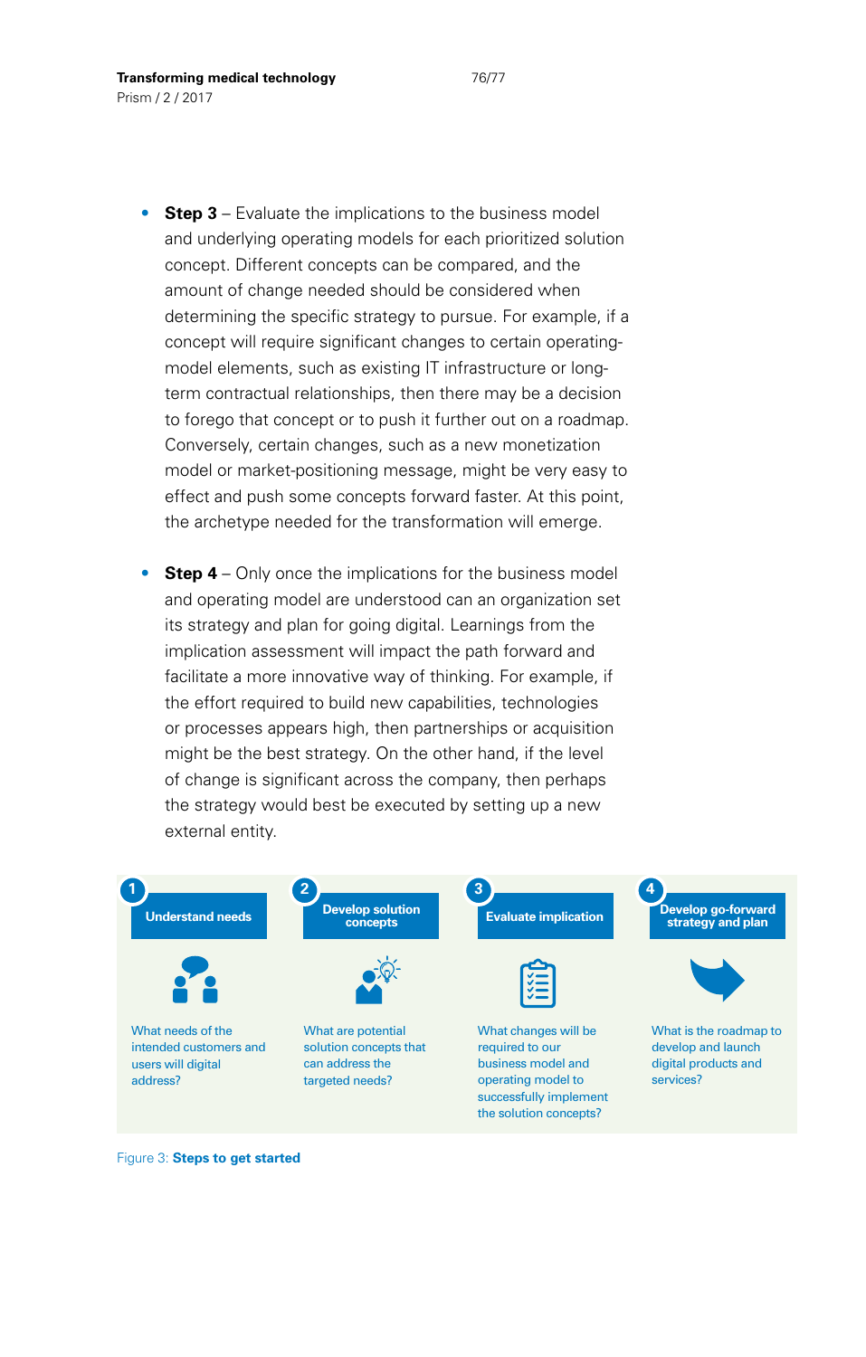- **Step 3** – Evaluate the implications to the business model and underlying operating models for each prioritized solution concept. Different concepts can be compared, and the amount of change needed should be considered when determining the specific strategy to pursue. For example, if a concept will require significant changes to certain operating-model elements, such as existing IT infrastructure or long-term contractual relationships, then there may be a decision to forego that concept or to push it further out on a roadmap. Conversely, certain changes, such as a new monetization model or market-positioning message, might be very easy to effect and push some concepts forward faster. At this point, the archetype needed for the transformation will emerge.

- **Step 4** – Only once the implications for the business model and operating model are understood can an organization set its strategy and plan for going digital. Learnings from the implication assessment will impact the path forward and facilitate a more innovative way of thinking. For example, if the effort required to build new capabilities, technologies or processes appears high, then partnerships or acquisition might be the best strategy. On the other hand, if the level of change is significant across the company, then perhaps the strategy would best be executed by setting up a new external entity.

| 1 Understand needs | 2 Develop solution concepts | 3 Evaluate implication | 4 Develop go-forward strategy and plan |
| --- | --- | --- | --- |
| What needs of the intended customers and users will digital address? | What are potential solution concepts that can address the targeted needs? | What changes will be required to our business model and operating model to successfully implement the solution concepts? | What is the roadmap to develop and launch digital products and services? |

Figure 3: **Steps to get started**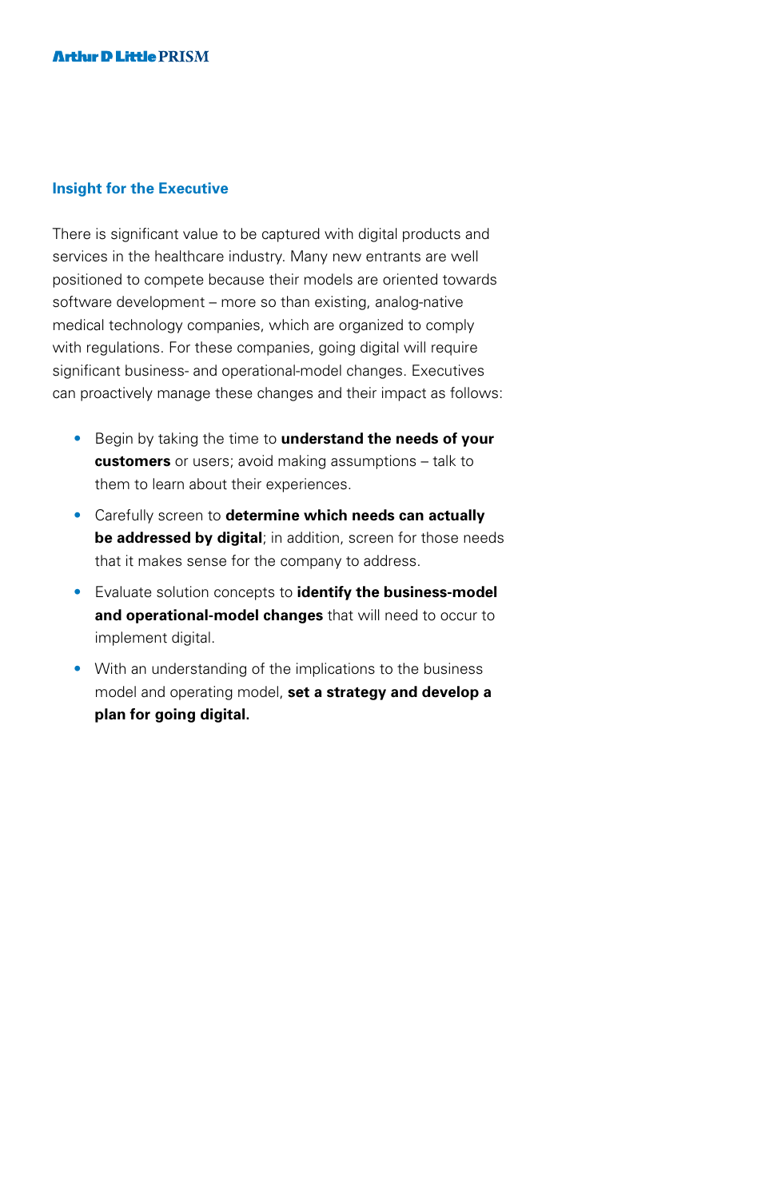## Insight for the Executive

There is significant value to be captured with digital products and services in the healthcare industry. Many new entrants are well positioned to compete because their models are oriented towards software development – more so than existing, analog-native medical technology companies, which are organized to comply with regulations. For these companies, going digital will require significant business- and operational-model changes. Executives can proactively manage these changes and their impact as follows:

- Begin by taking the time to **understand the needs of your customers** or users; avoid making assumptions – talk to them to learn about their experiences.
- Carefully screen to **determine which needs can actually be addressed by digital**; in addition, screen for those needs that it makes sense for the company to address.
- Evaluate solution concepts to **identify the business-model and operational-model changes** that will need to occur to implement digital.
- With an understanding of the implications to the business model and operating model, **set a strategy and develop a plan for going digital.**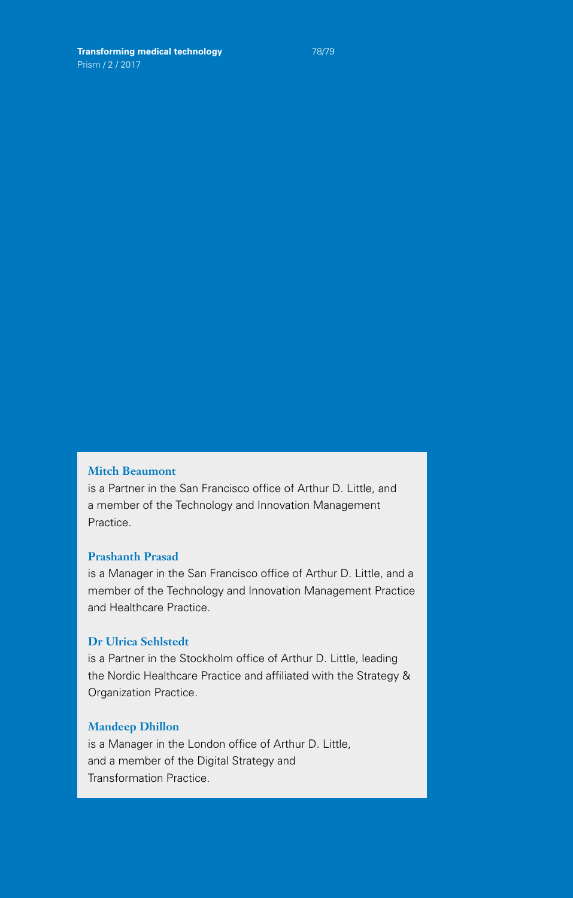**Mitch Beaumont**
is a Partner in the San Francisco office of Arthur D. Little, and a member of the Technology and Innovation Management Practice.

**Prashanth Prasad**
is a Manager in the San Francisco office of Arthur D. Little, and a member of the Technology and Innovation Management Practice and Healthcare Practice.

**Dr Ulrica Sehlstedt**
is a Partner in the Stockholm office of Arthur D. Little, leading the Nordic Healthcare Practice and affiliated with the Strategy & Organization Practice.

**Mandeep Dhillon**
is a Manager in the London office of Arthur D. Little, and a member of the Digital Strategy and Transformation Practice.